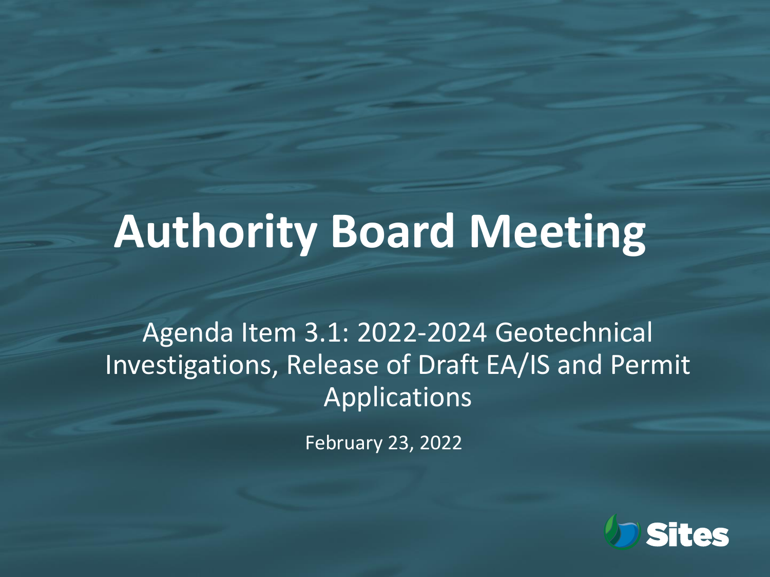# Authority Board Meeting

Agenda Item 3.1: 2022-2024 Geotechnical Investigations, Release of Draft EA/IS and Permit Applications

February 23, 2022

Sites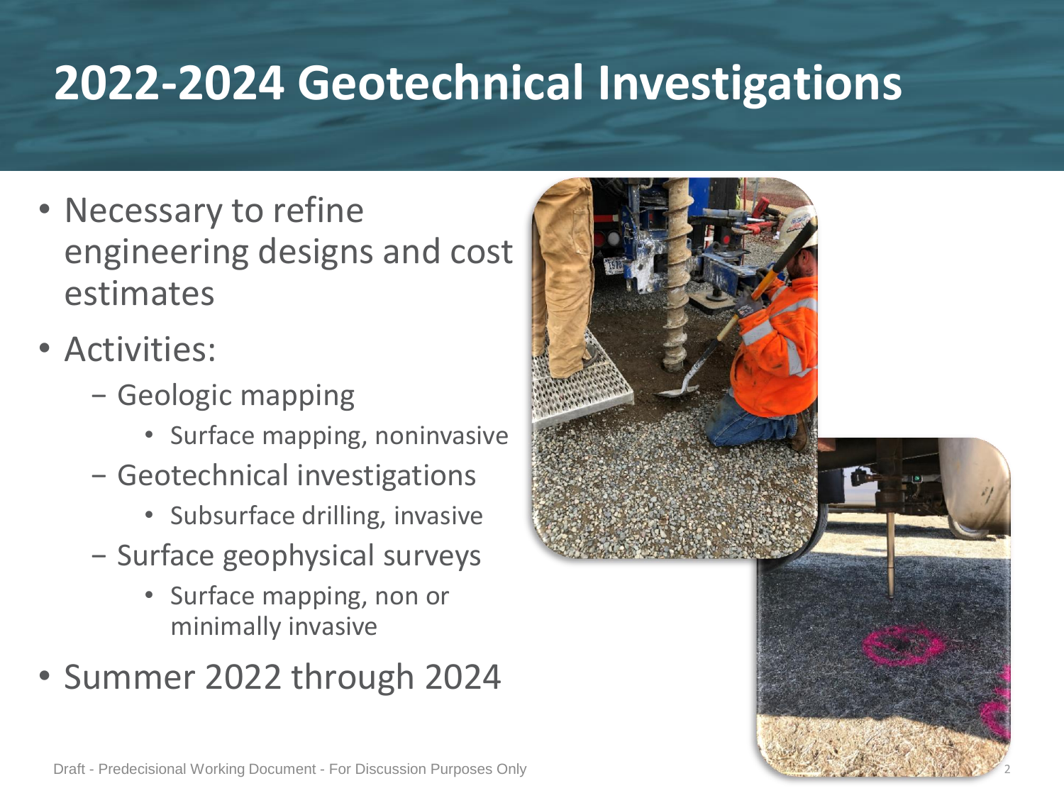# 2022-2024 Geotechnical Investigations

- Necessary to refine engineering designs and cost estimates
- Activities:
  - Geologic mapping
    - Surface mapping, noninvasive
  - Geotechnical investigations
    - Subsurface drilling, invasive
  - Surface geophysical surveys
    - Surface mapping, non or minimally invasive
- Summer 2022 through 2024

Draft - Predecisional Working Document - For Discussion Purposes Only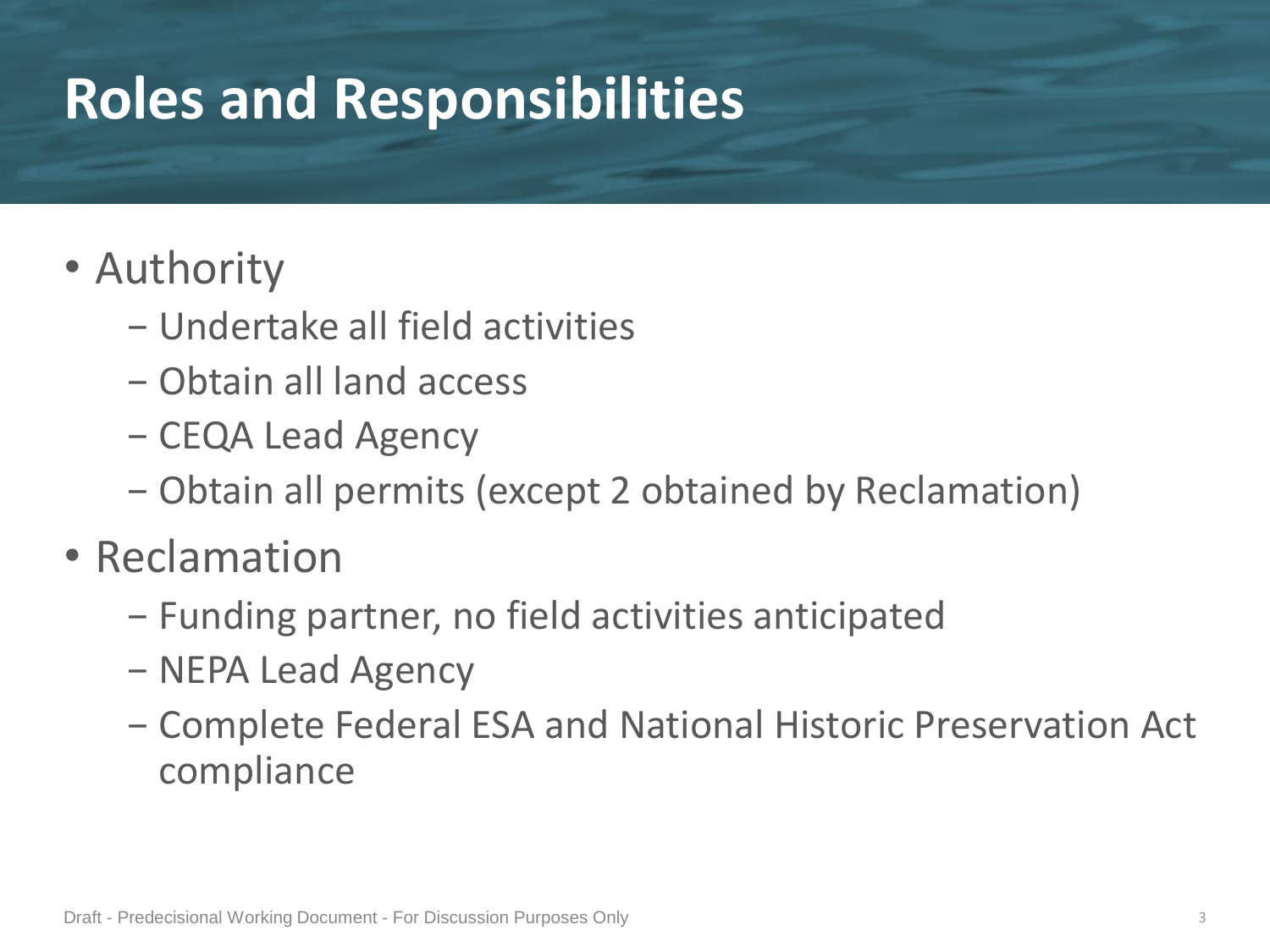# Roles and Responsibilities

- Authority
  - Undertake all field activities
  - Obtain all land access
  - CEQA Lead Agency
  - Obtain all permits (except 2 obtained by Reclamation)
- Reclamation
  - Funding partner, no field activities anticipated
  - NEPA Lead Agency
  - Complete Federal ESA and National Historic Preservation Act compliance

Draft - Predecisional Working Document - For Discussion Purposes Only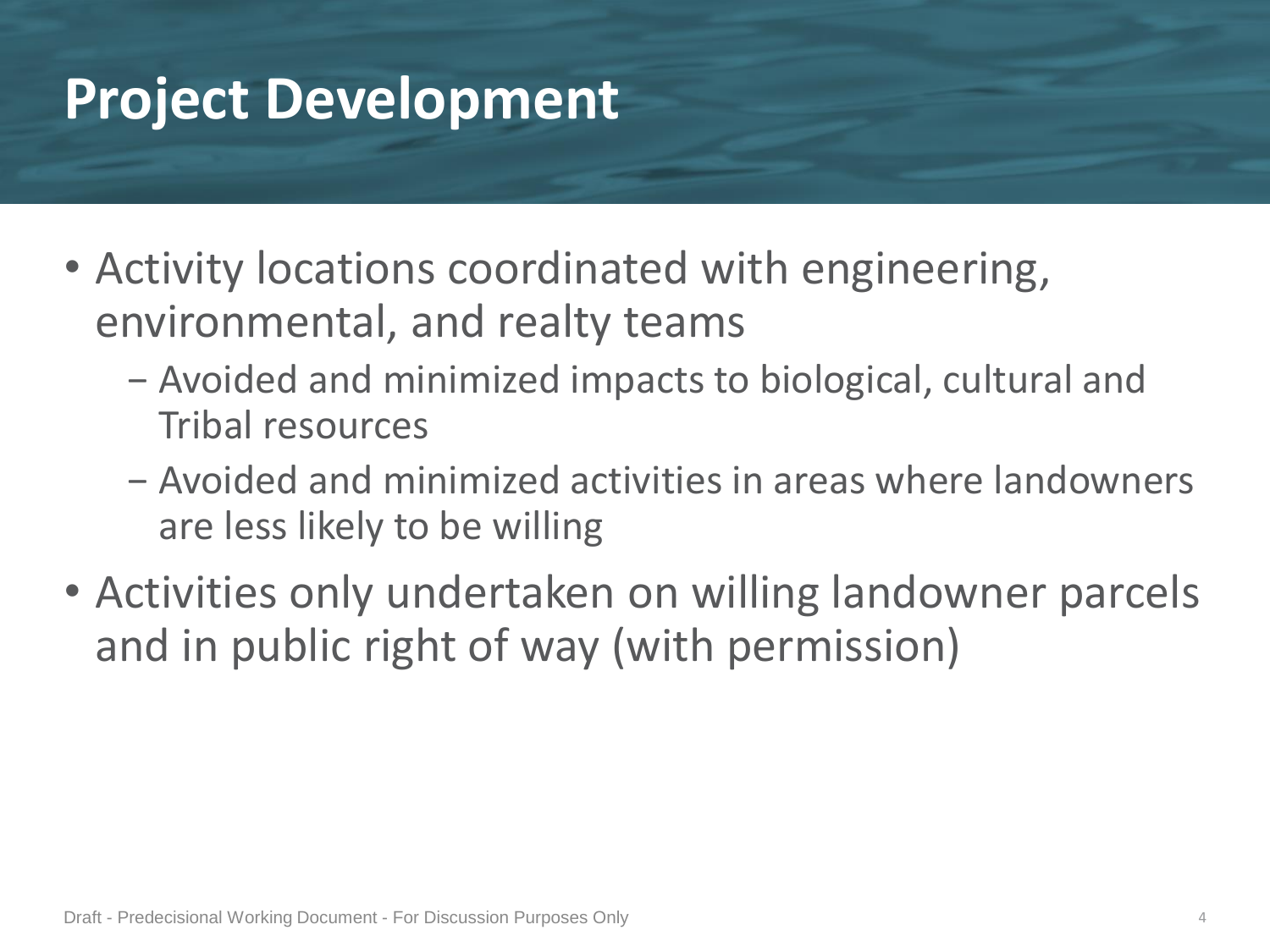# Project Development

- Activity locations coordinated with engineering, environmental, and realty teams
  - Avoided and minimized impacts to biological, cultural and Tribal resources
  - Avoided and minimized activities in areas where landowners are less likely to be willing
- Activities only undertaken on willing landowner parcels and in public right of way (with permission)

Draft - Predecisional Working Document - For Discussion Purposes Only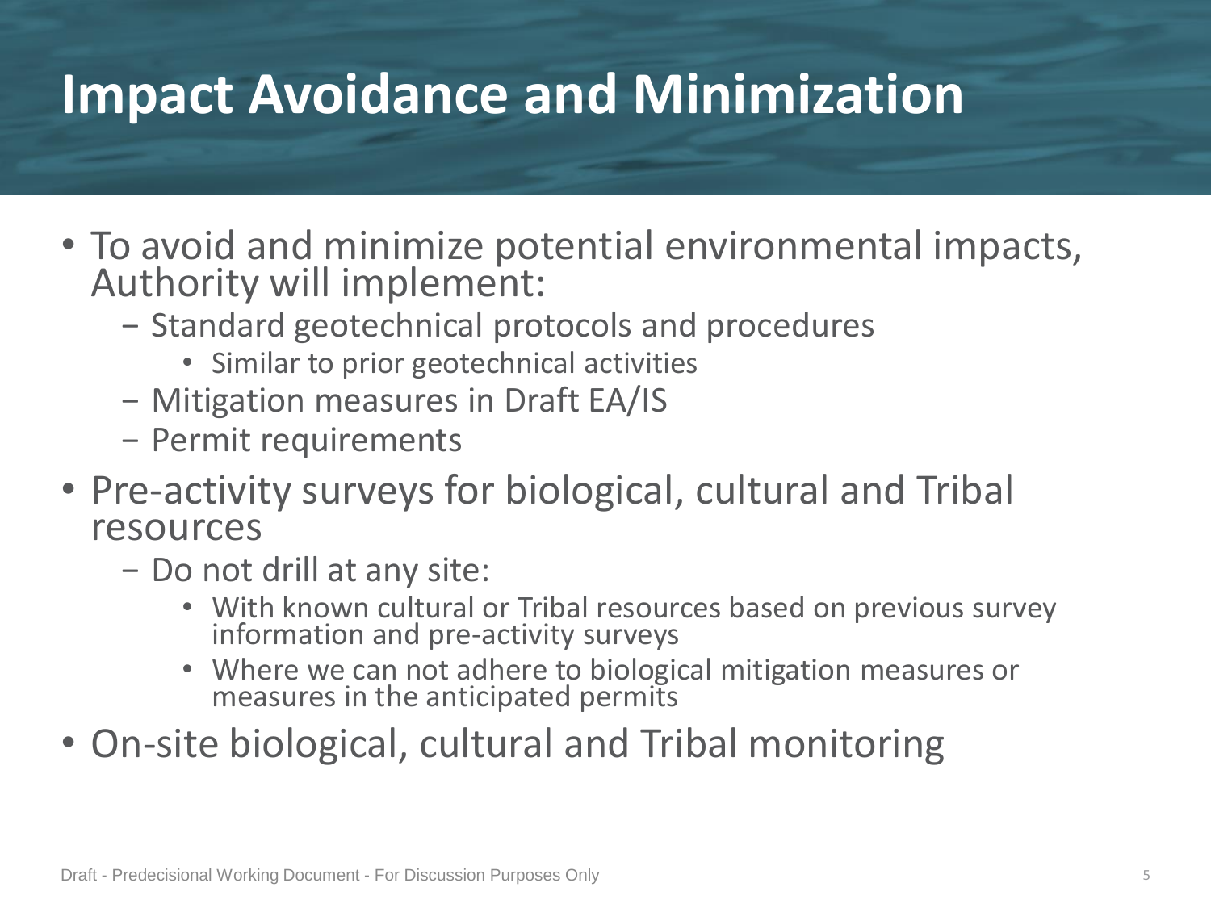# Impact Avoidance and Minimization

- To avoid and minimize potential environmental impacts, Authority will implement:
  - Standard geotechnical protocols and procedures
    - Similar to prior geotechnical activities
  - Mitigation measures in Draft EA/IS
  - Permit requirements
- Pre-activity surveys for biological, cultural and Tribal resources
  - Do not drill at any site:
    - With known cultural or Tribal resources based on previous survey information and pre-activity surveys
    - Where we can not adhere to biological mitigation measures or measures in the anticipated permits
- On-site biological, cultural and Tribal monitoring

Draft - Predecisional Working Document - For Discussion Purposes Only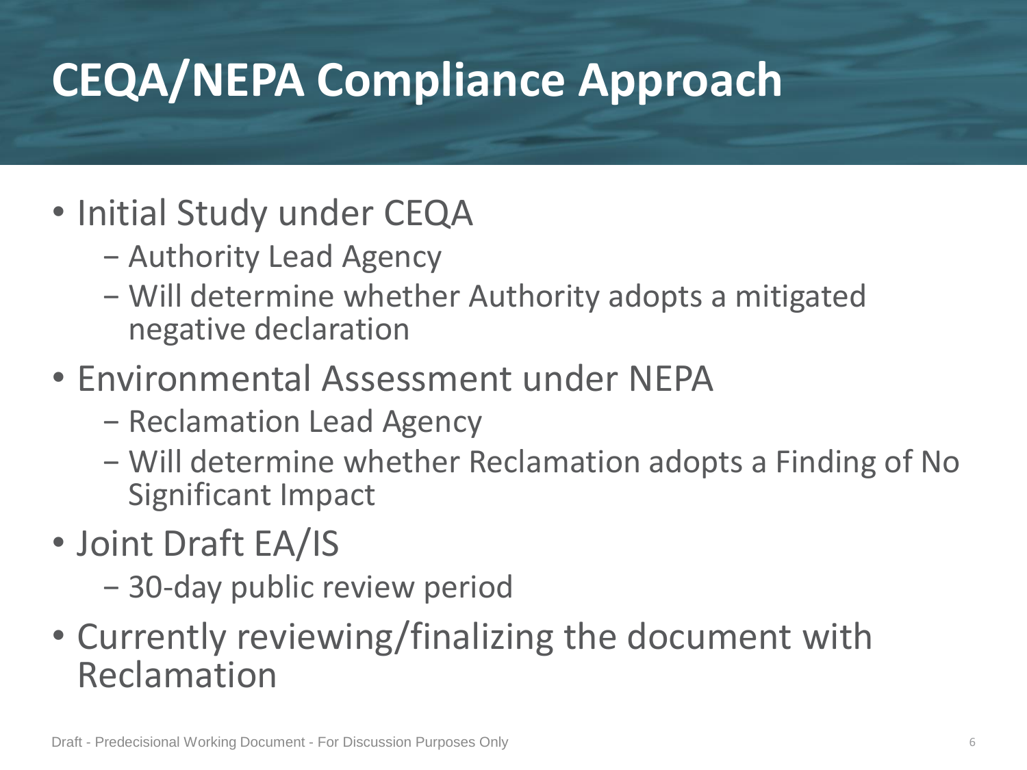# CEQA/NEPA Compliance Approach

- Initial Study under CEQA
  - Authority Lead Agency
  - Will determine whether Authority adopts a mitigated negative declaration
- Environmental Assessment under NEPA
  - Reclamation Lead Agency
  - Will determine whether Reclamation adopts a Finding of No Significant Impact
- Joint Draft EA/IS
  - 30-day public review period
- Currently reviewing/finalizing the document with Reclamation

Draft - Predecisional Working Document - For Discussion Purposes Only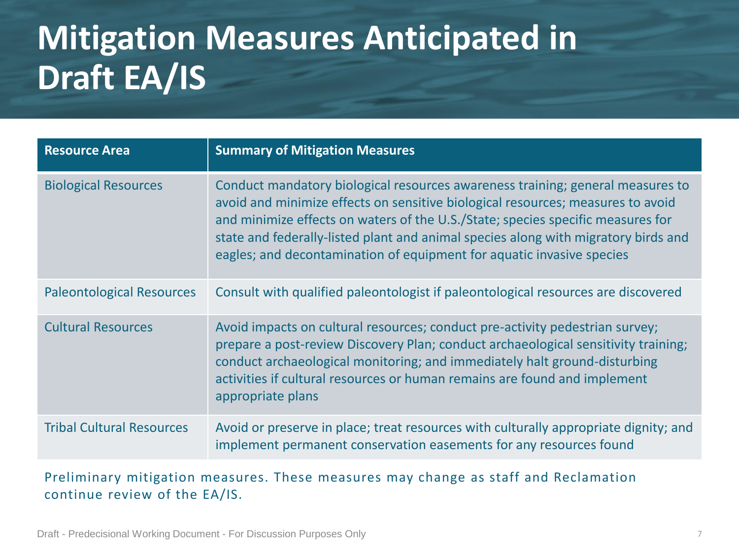# Mitigation Measures Anticipated in Draft EA/IS

| Resource Area | Summary of Mitigation Measures |
| --- | --- |
| Biological Resources | Conduct mandatory biological resources awareness training; general measures to avoid and minimize effects on sensitive biological resources; measures to avoid and minimize effects on waters of the U.S./State; species specific measures for state and federally-listed plant and animal species along with migratory birds and eagles; and decontamination of equipment for aquatic invasive species |
| Paleontological Resources | Consult with qualified paleontologist if paleontological resources are discovered |
| Cultural Resources | Avoid impacts on cultural resources; conduct pre-activity pedestrian survey; prepare a post-review Discovery Plan; conduct archaeological sensitivity training; conduct archaeological monitoring; and immediately halt ground-disturbing activities if cultural resources or human remains are found and implement appropriate plans |
| Tribal Cultural Resources | Avoid or preserve in place; treat resources with culturally appropriate dignity; and implement permanent conservation easements for any resources found |

Preliminary mitigation measures. These measures may change as staff and Reclamation continue review of the EA/IS.

Draft - Predecisional Working Document - For Discussion Purposes Only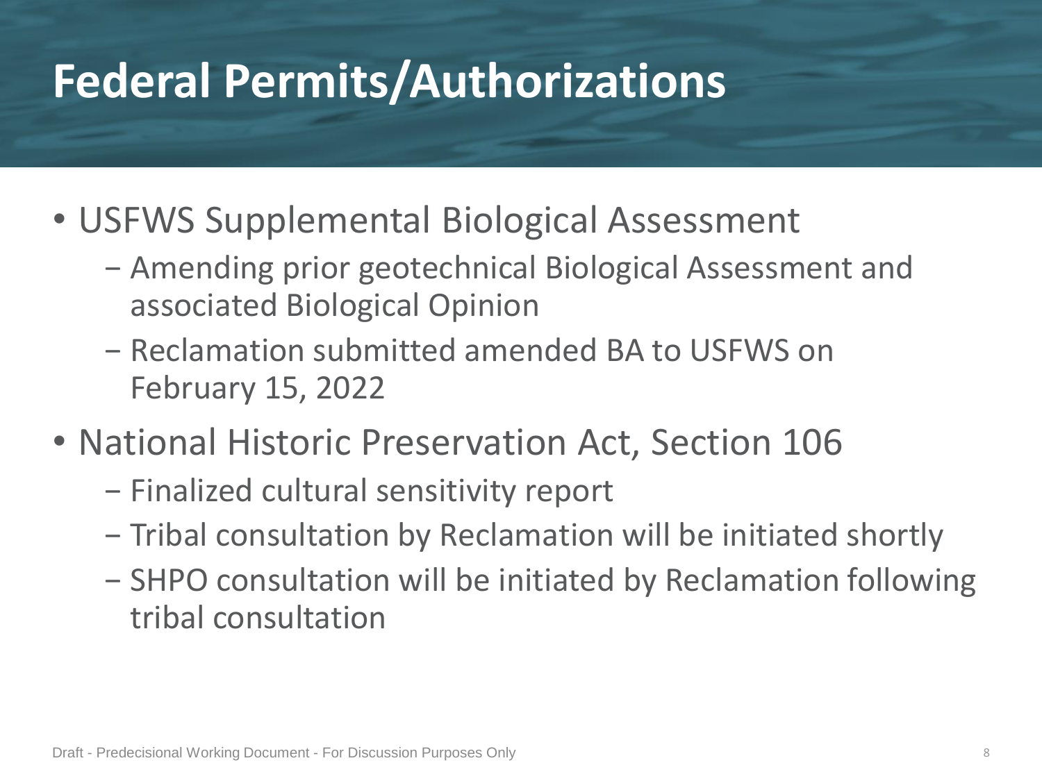# Federal Permits/Authorizations

- USFWS Supplemental Biological Assessment
  - Amending prior geotechnical Biological Assessment and associated Biological Opinion
  - Reclamation submitted amended BA to USFWS on February 15, 2022
- National Historic Preservation Act, Section 106
  - Finalized cultural sensitivity report
  - Tribal consultation by Reclamation will be initiated shortly
  - SHPO consultation will be initiated by Reclamation following tribal consultation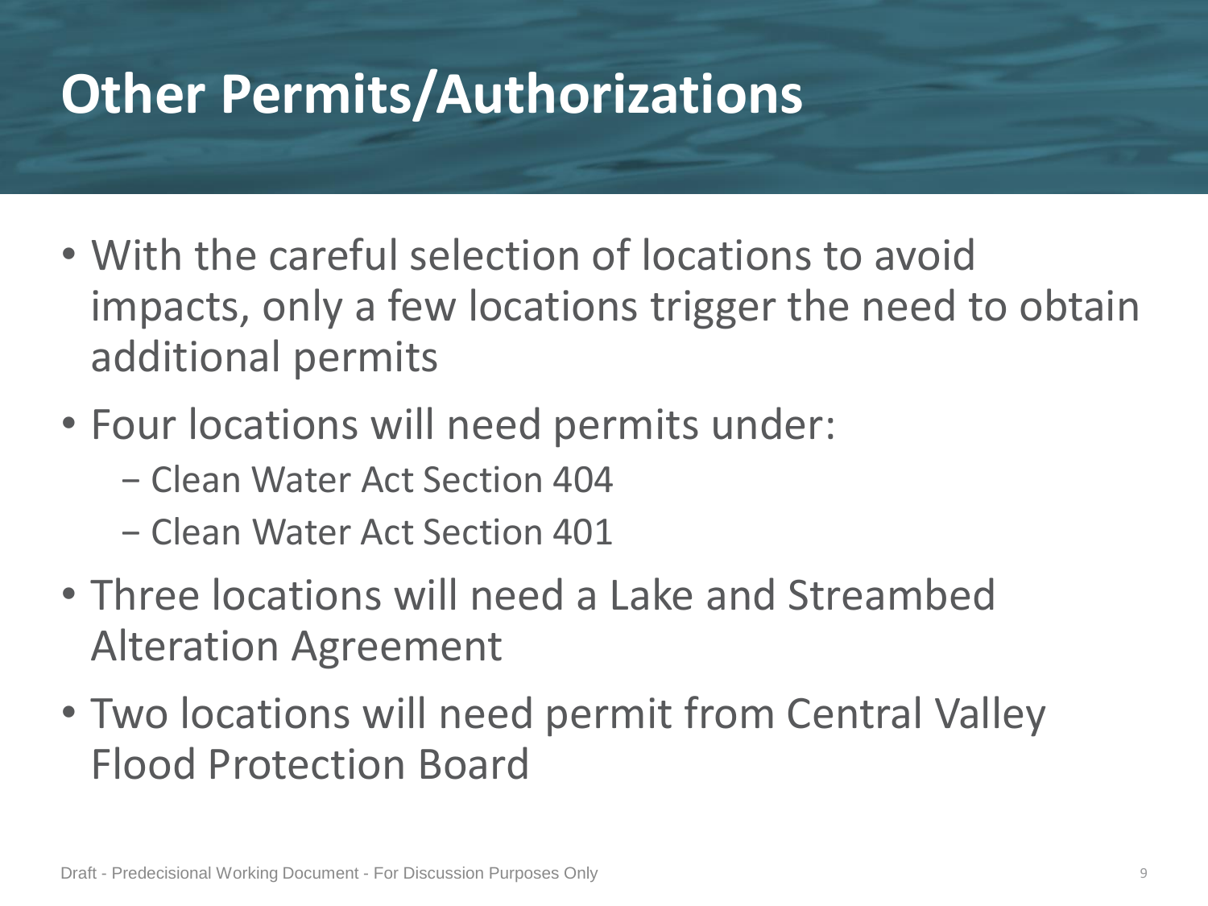# Other Permits/Authorizations

- With the careful selection of locations to avoid impacts, only a few locations trigger the need to obtain additional permits
- Four locations will need permits under:
  - Clean Water Act Section 404
  - Clean Water Act Section 401
- Three locations will need a Lake and Streambed Alteration Agreement
- Two locations will need permit from Central Valley Flood Protection Board

Draft - Predecisional Working Document - For Discussion Purposes Only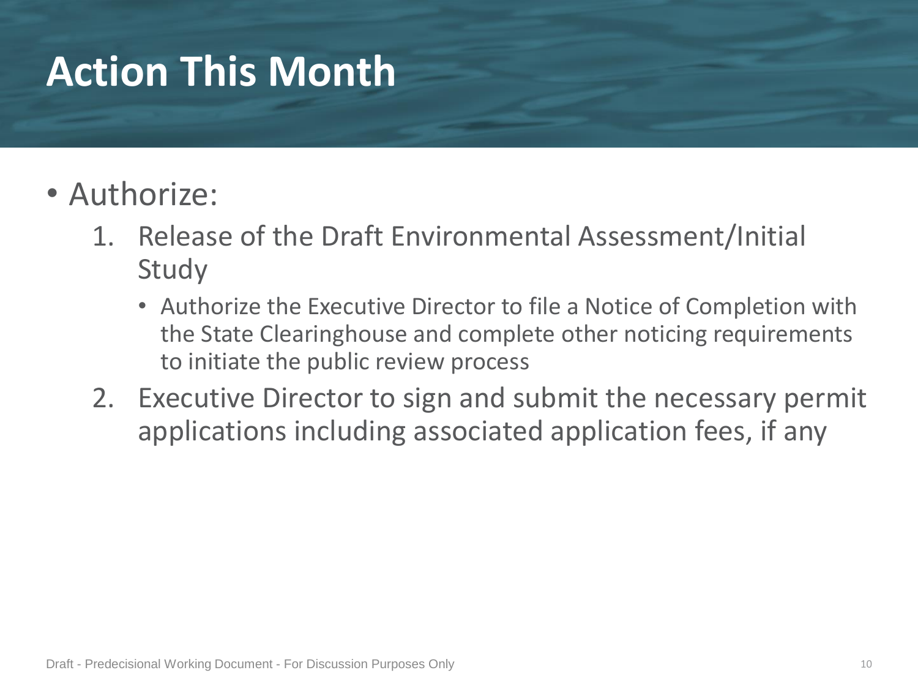# Action This Month

- Authorize:
  1. Release of the Draft Environmental Assessment/Initial Study
     - Authorize the Executive Director to file a Notice of Completion with the State Clearinghouse and complete other noticing requirements to initiate the public review process
  2. Executive Director to sign and submit the necessary permit applications including associated application fees, if any

Draft - Predecisional Working Document - For Discussion Purposes Only